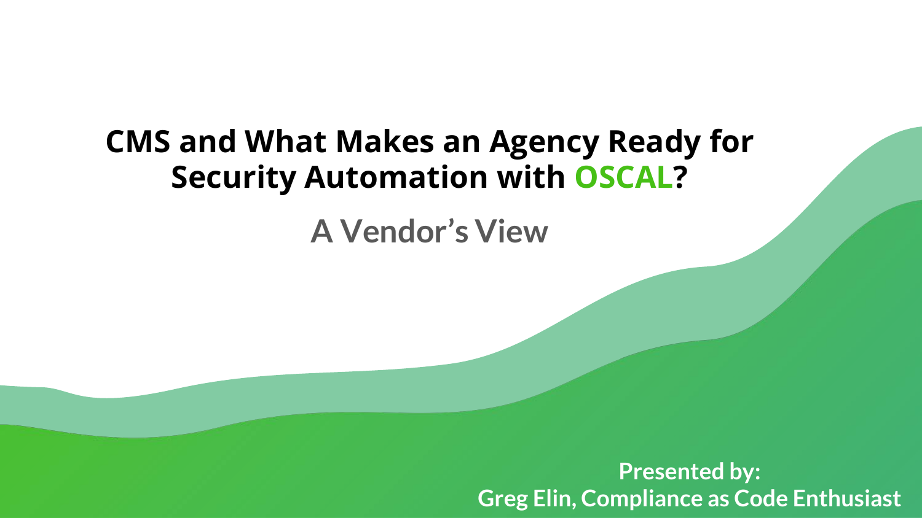# CMS and What Makes an Agency Ready for Security Automation with OSCAL?

## A Vendor's View

**Presented by:**
**Greg Elin, Compliance as Code Enthusiast**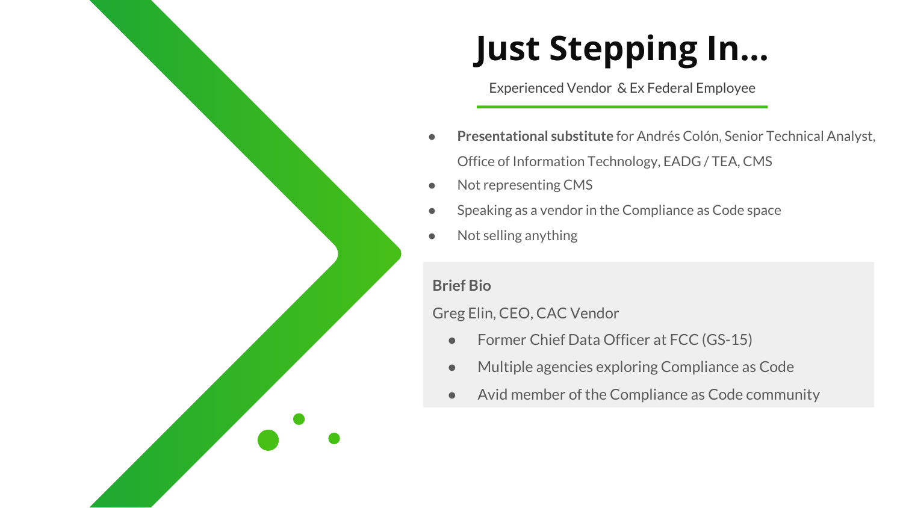# Just Stepping In...

Experienced Vendor  & Ex Federal Employee

- **Presentational substitute** for Andrés Colón, Senior Technical Analyst, Office of Information Technology, EADG / TEA, CMS
- Not representing CMS
- Speaking as a vendor in the Compliance as Code space
- Not selling anything

**Brief Bio**

Greg Elin, CEO, CAC Vendor

- Former Chief Data Officer at FCC (GS-15)
- Multiple agencies exploring Compliance as Code
- Avid member of the Compliance as Code community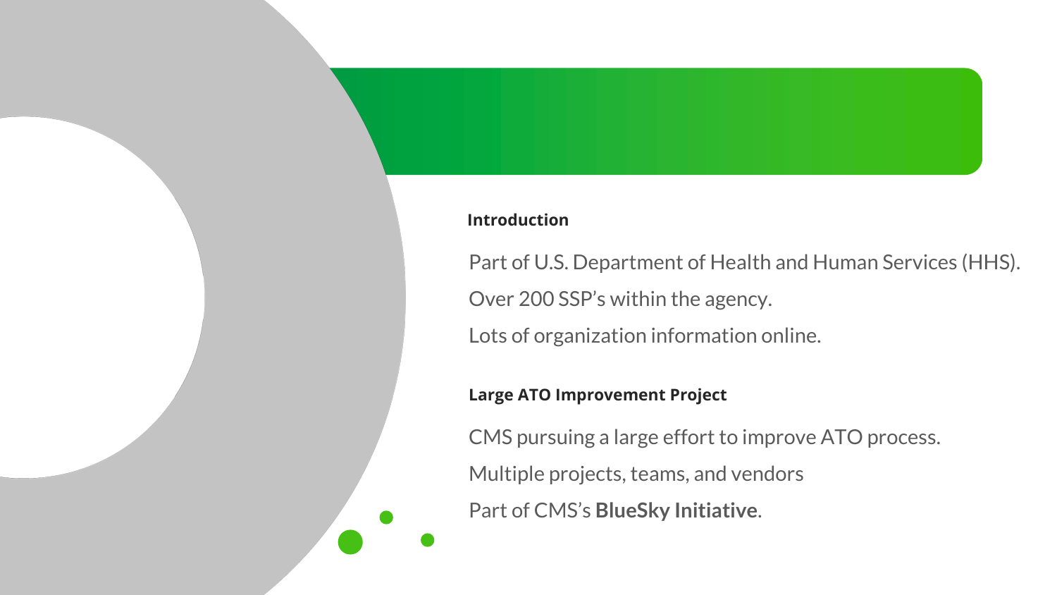## Introduction

Part of U.S. Department of Health and Human Services (HHS).

Over 200 SSP's within the agency.

Lots of organization information online.

## Large ATO Improvement Project

CMS pursuing a large effort to improve ATO process.

Multiple projects, teams, and vendors

Part of CMS's **BlueSky Initiative**.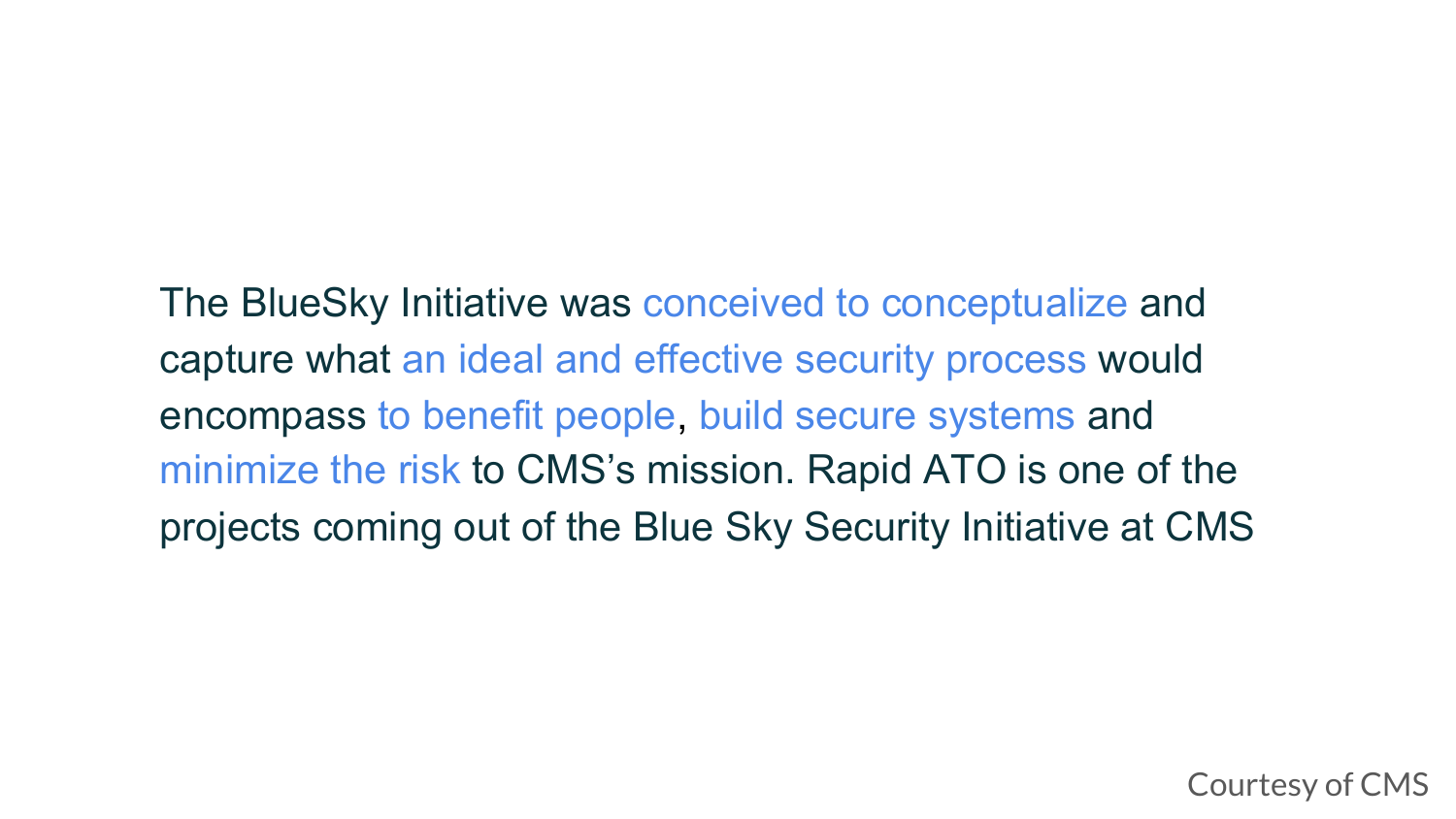The BlueSky Initiative was conceived to conceptualize and capture what an ideal and effective security process would encompass to benefit people, build secure systems and minimize the risk to CMS's mission. Rapid ATO is one of the projects coming out of the Blue Sky Security Initiative at CMS

Courtesy of CMS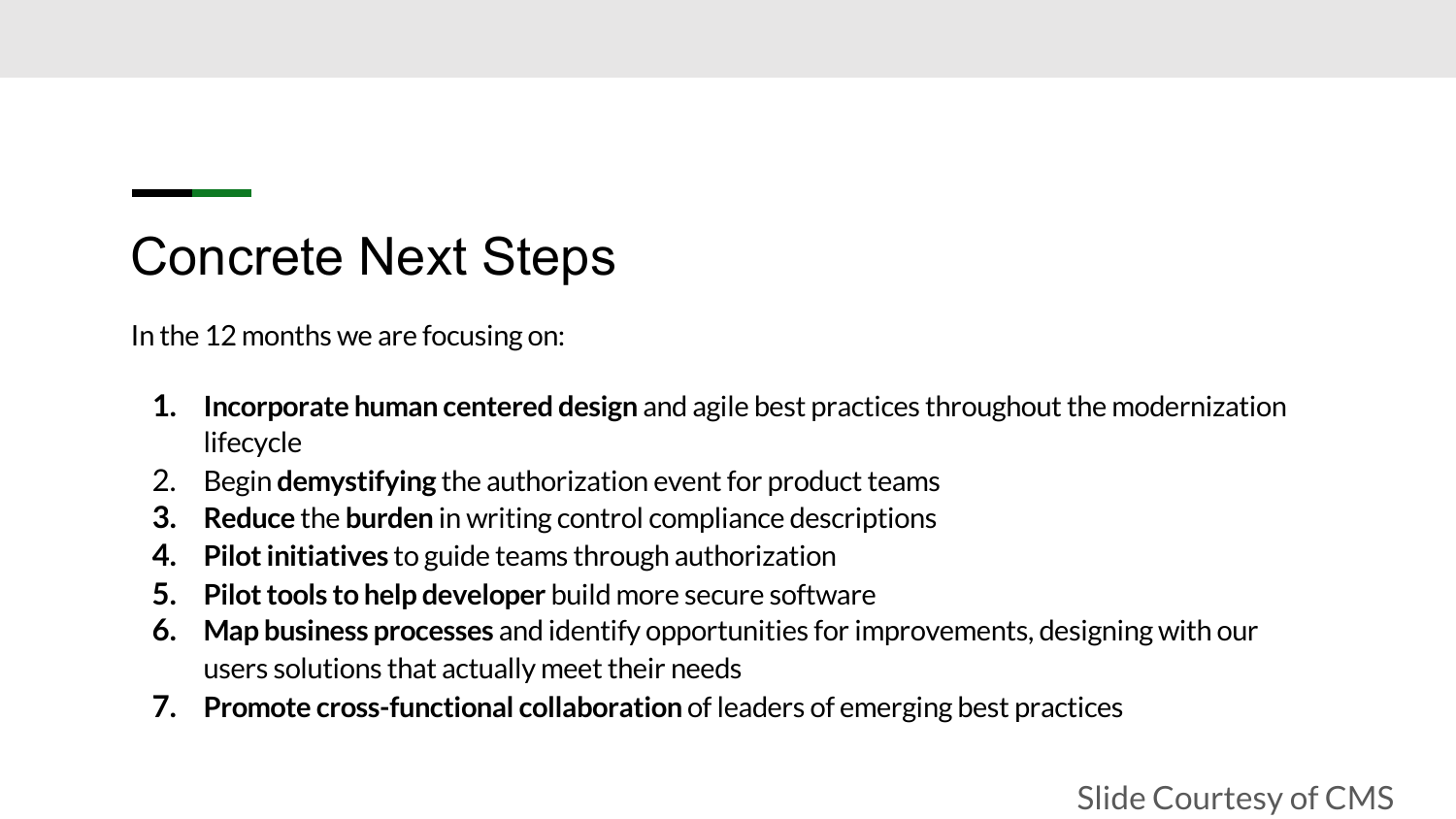# Concrete Next Steps

In the 12 months we are focusing on:

1. **Incorporate human centered design** and agile best practices throughout the modernization lifecycle
2. Begin **demystifying** the authorization event for product teams
3. **Reduce** the **burden** in writing control compliance descriptions
4. **Pilot initiatives** to guide teams through authorization
5. **Pilot tools to help developer** build more secure software
6. **Map business processes** and identify opportunities for improvements, designing with our users solutions that actually meet their needs
7. **Promote cross-functional collaboration** of leaders of emerging best practices

Slide Courtesy of CMS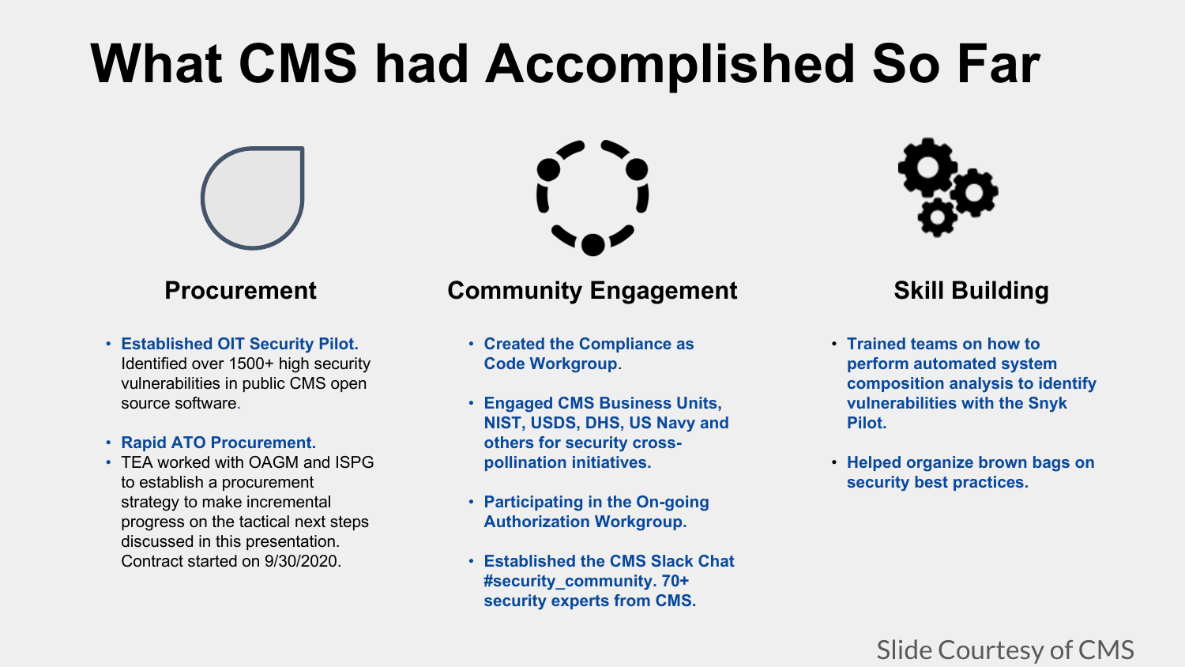# What CMS had Accomplished So Far

## Procurement

- **Established OIT Security Pilot.** Identified over 1500+ high security vulnerabilities in public CMS open source software.
- **Rapid ATO Procurement.**
- TEA worked with OAGM and ISPG to establish a procurement strategy to make incremental progress on the tactical next steps discussed in this presentation. Contract started on 9/30/2020.

## Community Engagement

- **Created the Compliance as Code Workgroup**.
- **Engaged CMS Business Units, NIST, USDS, DHS, US Navy and others for security cross-pollination initiatives.**
- **Participating in the On-going Authorization Workgroup.**
- **Established the CMS Slack Chat #security_community. 70+ security experts from CMS.**

## Skill Building

- **Trained teams on how to perform automated system composition analysis to identify vulnerabilities with the Snyk Pilot.**
- **Helped organize brown bags on security best practices.**

Slide Courtesy of CMS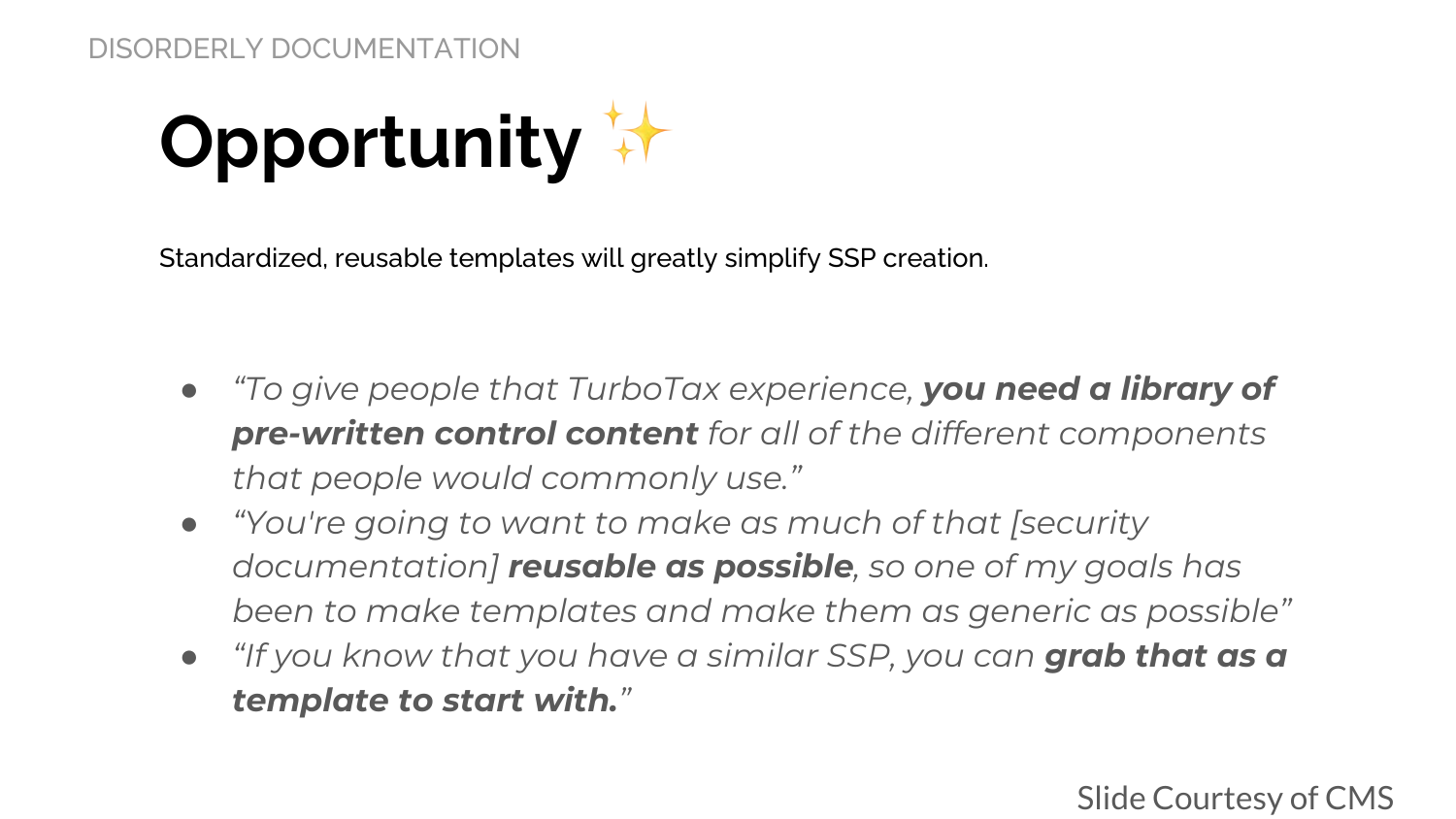DISORDERLY DOCUMENTATION

# Opportunity ✨

Standardized, reusable templates will greatly simplify SSP creation.

- *“To give people that TurboTax experience, **you need a library of pre-written control content** for all of the different components that people would commonly use.”*
- *“You're going to want to make as much of that [security documentation] **reusable as possible**, so one of my goals has been to make templates and make them as generic as possible”*
- *“If you know that you have a similar SSP, you can **grab that as a template to start with.**”*

Slide Courtesy of CMS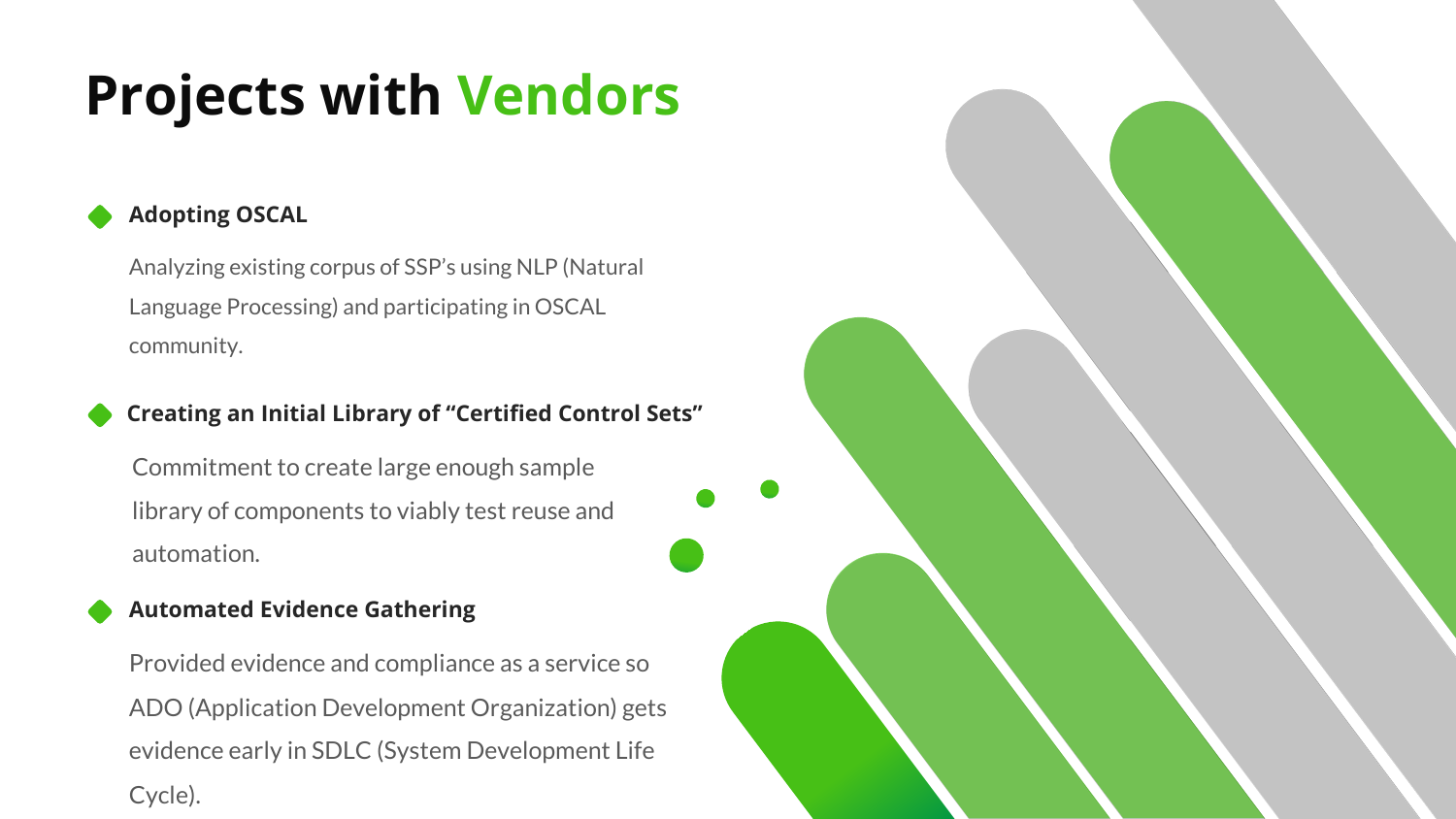# Projects with Vendors

- **Adopting OSCAL**

  Analyzing existing corpus of SSP's using NLP (Natural Language Processing) and participating in OSCAL community.

- **Creating an Initial Library of "Certified Control Sets"**

  Commitment to create large enough sample library of components to viably test reuse and automation.

- **Automated Evidence Gathering**

  Provided evidence and compliance as a service so ADO (Application Development Organization) gets evidence early in SDLC (System Development Life Cycle).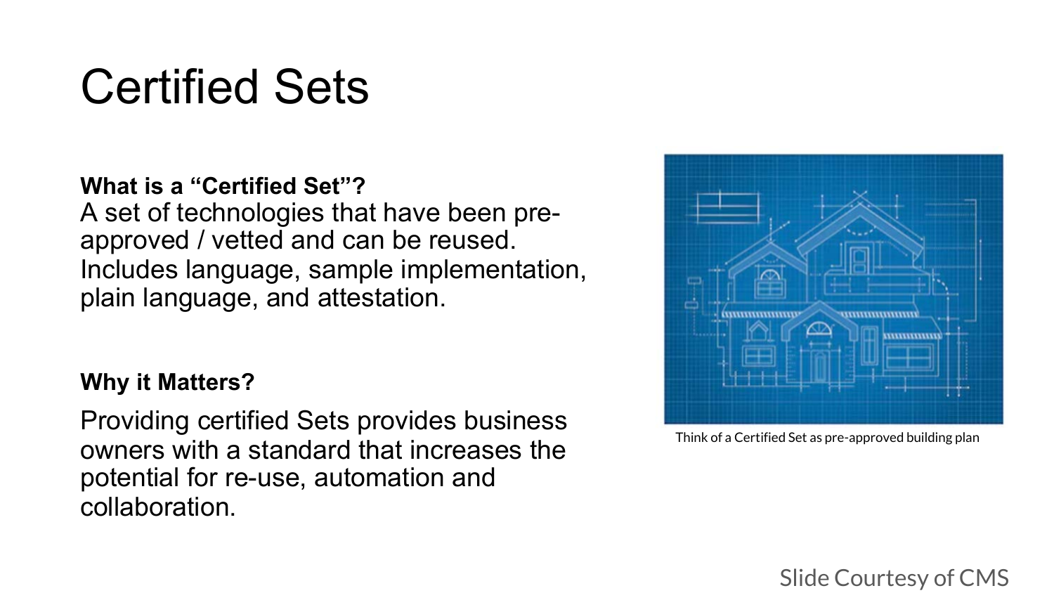# Certified Sets

**What is a "Certified Set"?**

A set of technologies that have been pre-approved / vetted and can be reused. Includes language, sample implementation, plain language, and attestation.

**Why it Matters?**

Providing certified Sets provides business owners with a standard that increases the potential for re-use, automation and collaboration.

Think of a Certified Set as pre-approved building plan

Slide Courtesy of CMS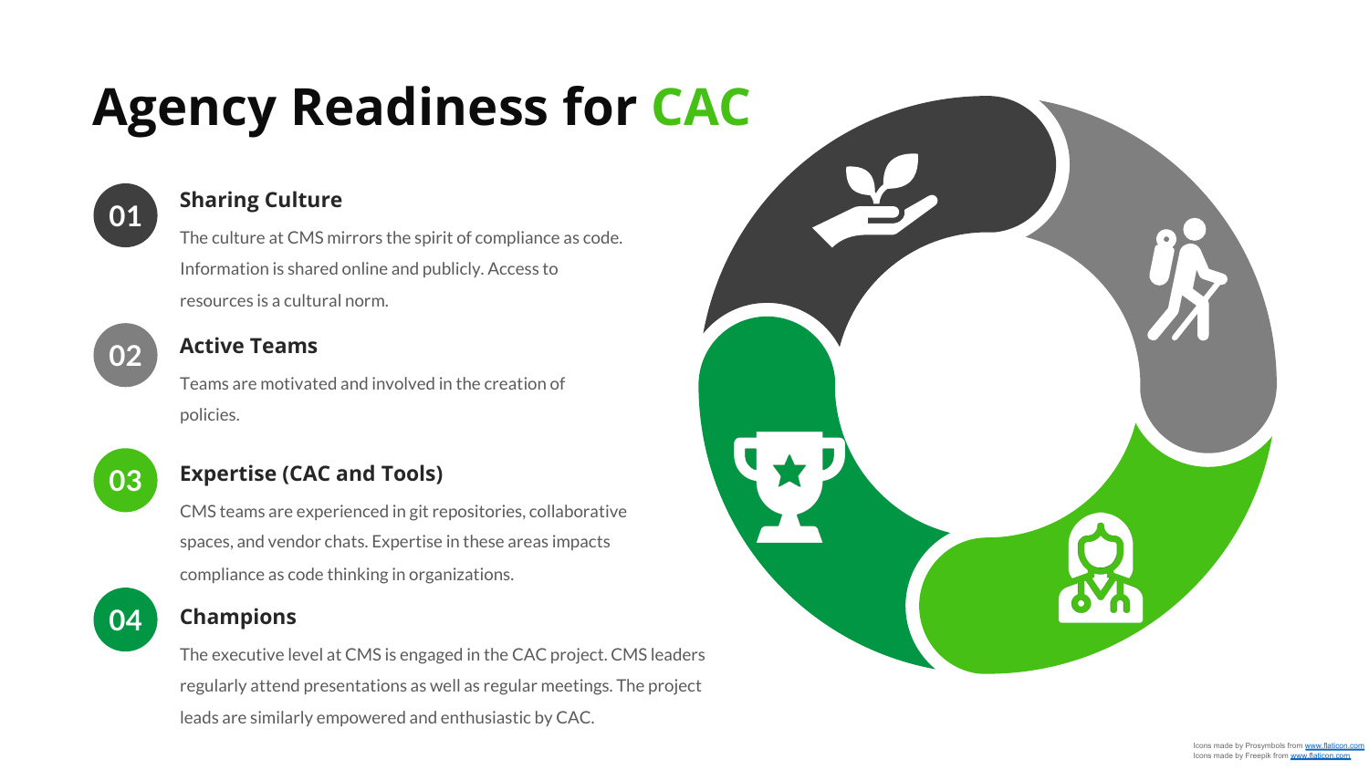# Agency Readiness for CAC

## 01 Sharing Culture

The culture at CMS mirrors the spirit of compliance as code. Information is shared online and publicly. Access to resources is a cultural norm.

## 02 Active Teams

Teams are motivated and involved in the creation of policies.

## 03 Expertise (CAC and Tools)

CMS teams are experienced in git repositories, collaborative spaces, and vendor chats. Expertise in these areas impacts compliance as code thinking in organizations.

## 04 Champions

The executive level at CMS is engaged in the CAC project. CMS leaders regularly attend presentations as well as regular meetings. The project leads are similarly empowered and enthusiastic by CAC.

Icons made by Prosymbols from www.flaticon.com
Icons made by Freepik from www.flaticon.com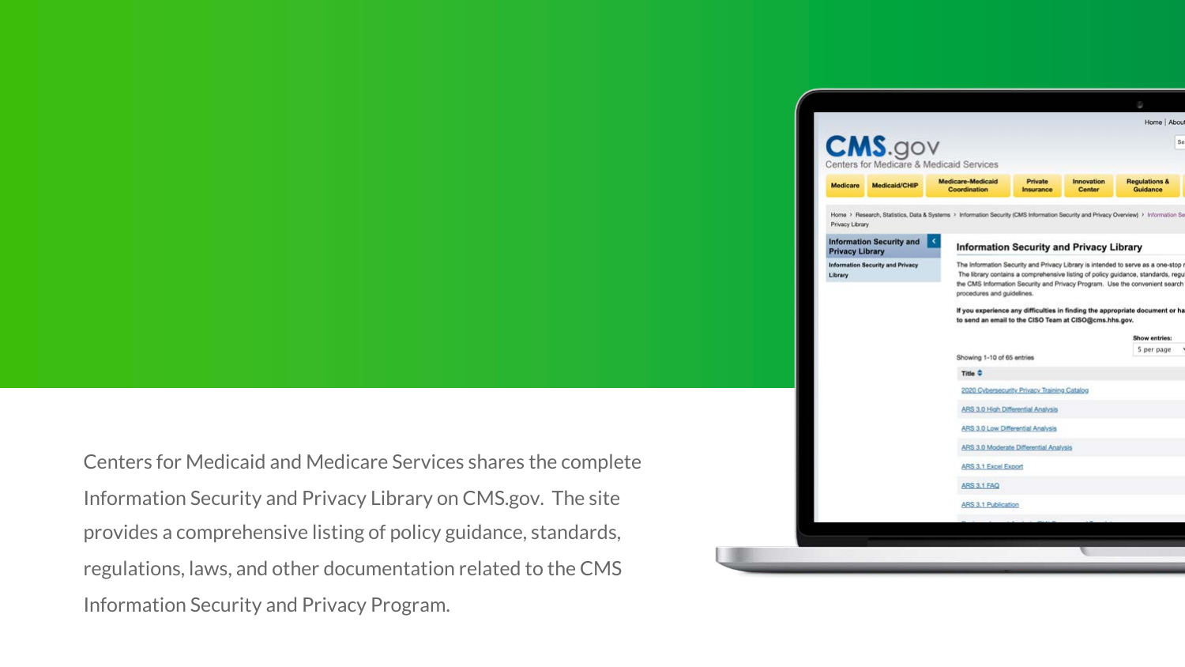Centers for Medicaid and Medicare Services shares the complete Information Security and Privacy Library on CMS.gov. The site provides a comprehensive listing of policy guidance, standards, regulations, laws, and other documentation related to the CMS Information Security and Privacy Program.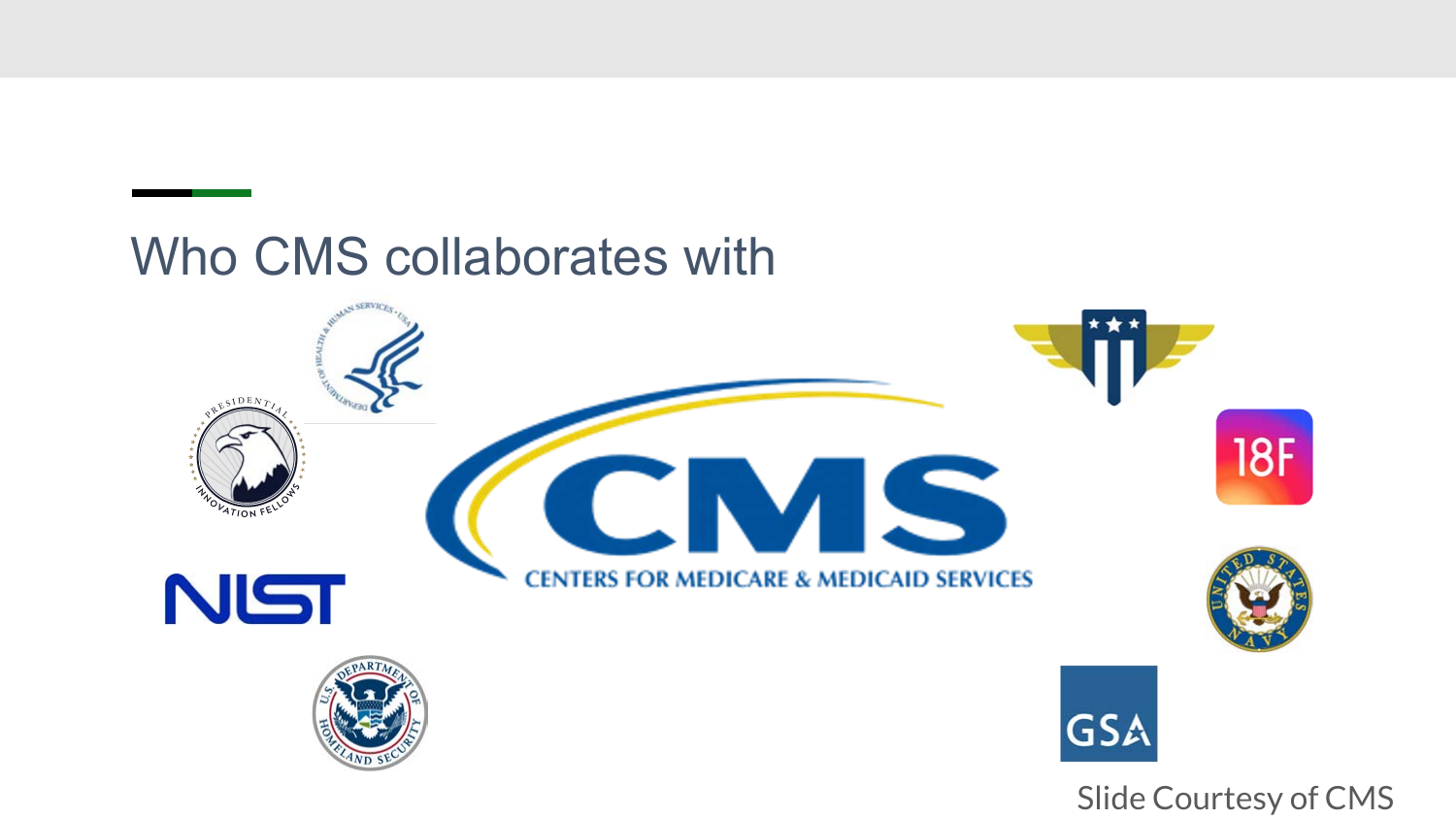# Who CMS collaborates with

Slide Courtesy of CMS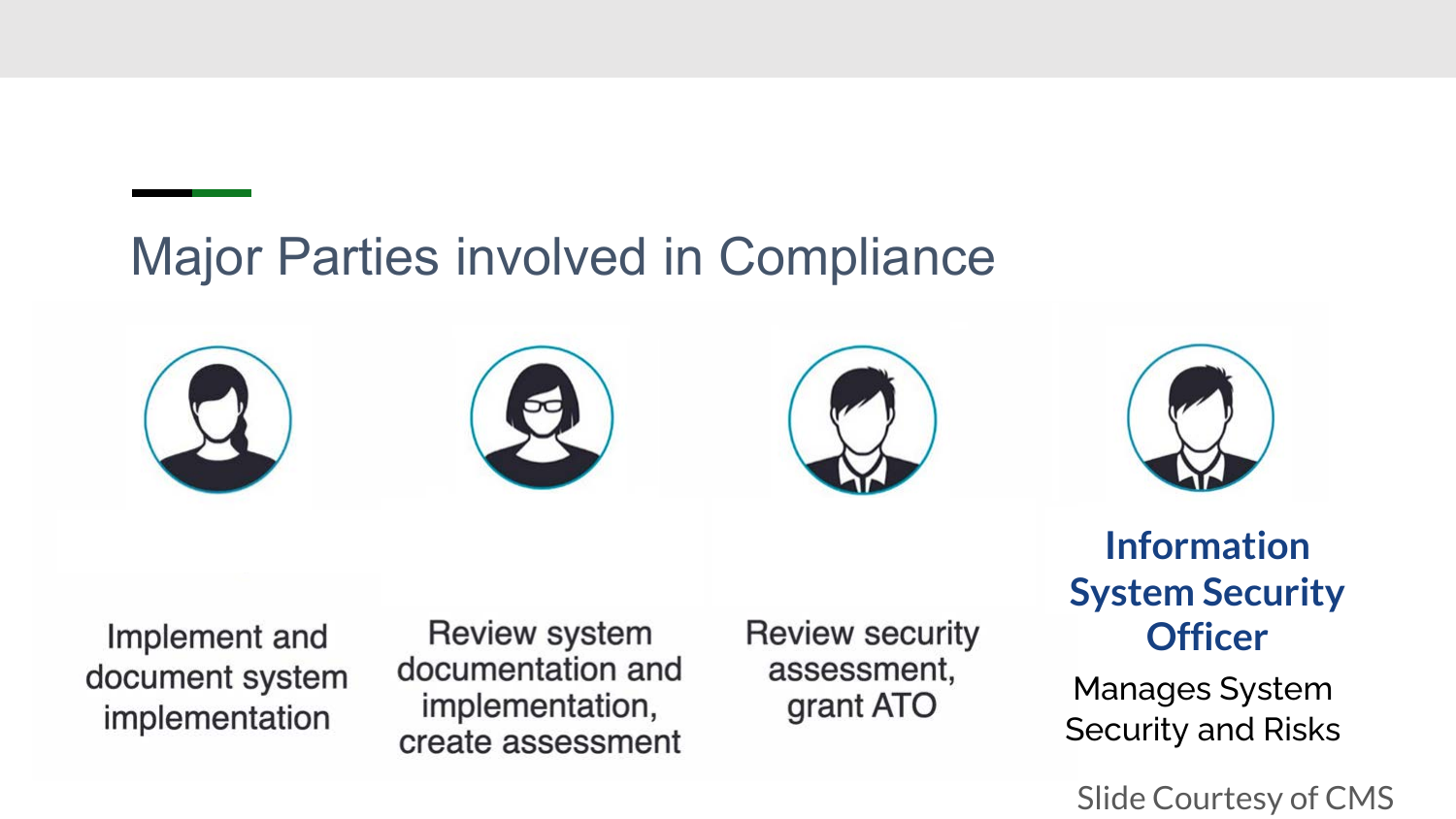# Major Parties involved in Compliance

Implement and document system implementation

Review system documentation and implementation, create assessment

Review security assessment, grant ATO

**Information System Security Officer**

Manages System Security and Risks

Slide Courtesy of CMS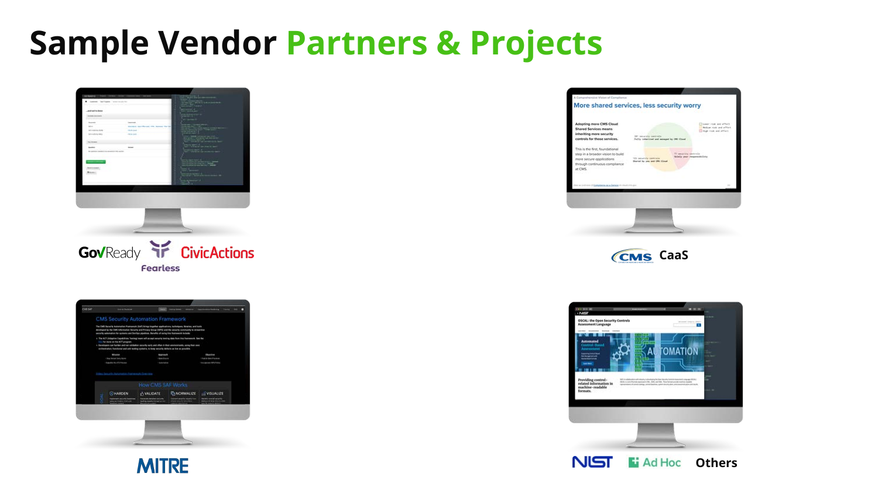# Sample Vendor Partners & Projects

GovReady Fearless CivicActions

CMS CaaS

MITRE

NIST Ad Hoc Others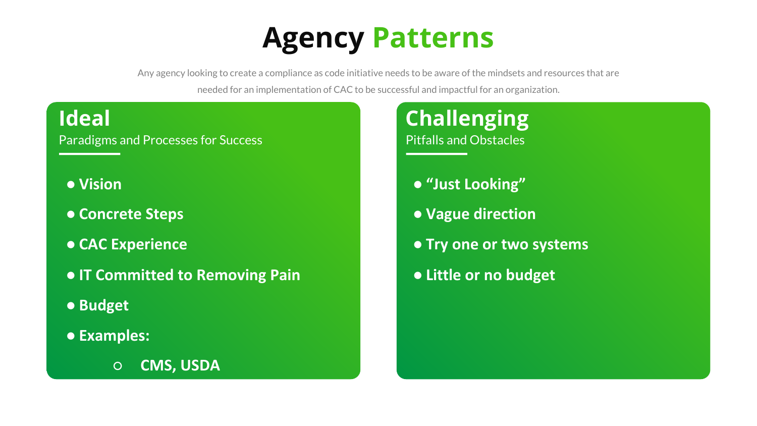# Agency Patterns

Any agency looking to create a compliance as code initiative needs to be aware of the mindsets and resources that are needed for an implementation of CAC to be successful and impactful for an organization.

## Ideal

Paradigms and Processes for Success

- **Vision**
- **Concrete Steps**
- **CAC Experience**
- **IT Committed to Removing Pain**
- **Budget**
- **Examples:**
  - **CMS, USDA**

## Challenging

Pitfalls and Obstacles

- **“Just Looking”**
- **Vague direction**
- **Try one or two systems**
- **Little or no budget**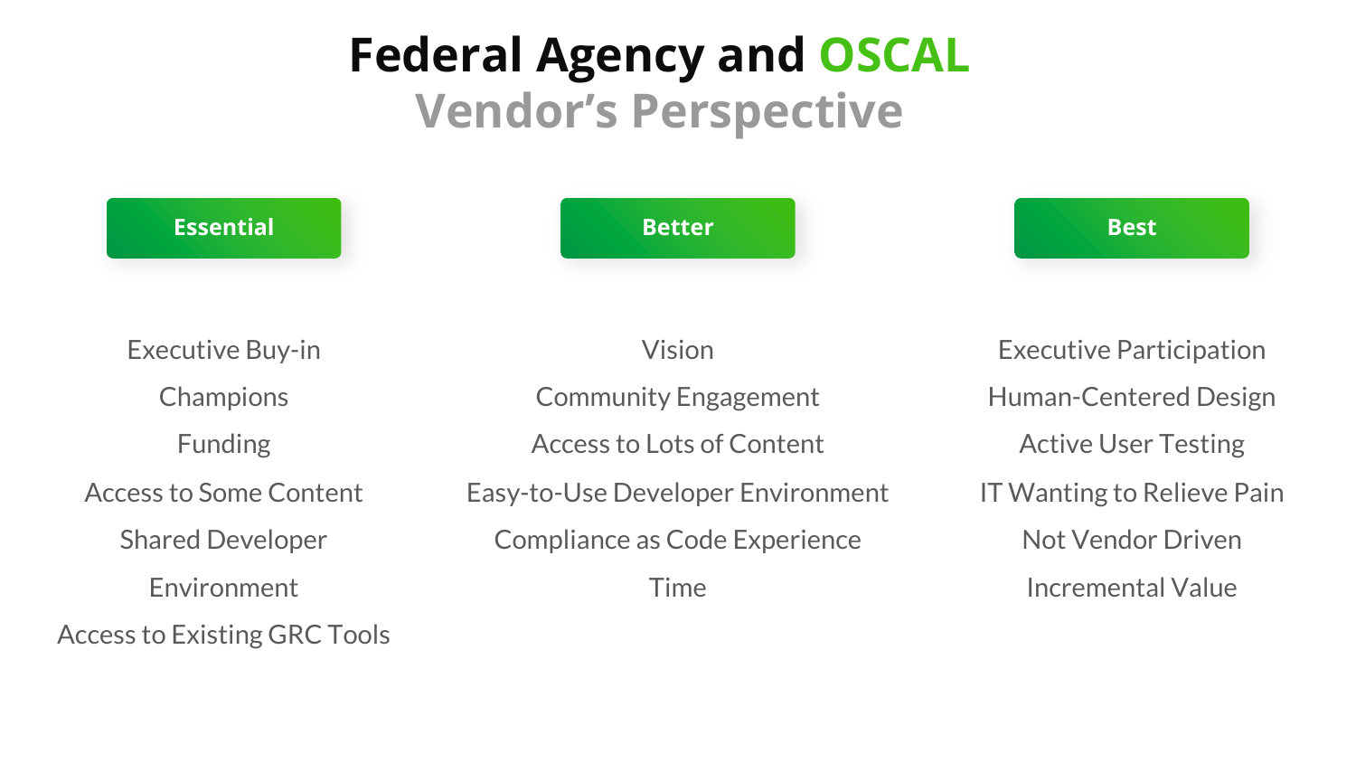# Federal Agency and OSCAL

## Vendor's Perspective

### Essential

- Executive Buy-in
- Champions
- Funding
- Access to Some Content
- Shared Developer Environment
- Access to Existing GRC Tools

### Better

- Vision
- Community Engagement
- Access to Lots of Content
- Easy-to-Use Developer Environment
- Compliance as Code Experience
- Time

### Best

- Executive Participation
- Human-Centered Design
- Active User Testing
- IT Wanting to Relieve Pain
- Not Vendor Driven
- Incremental Value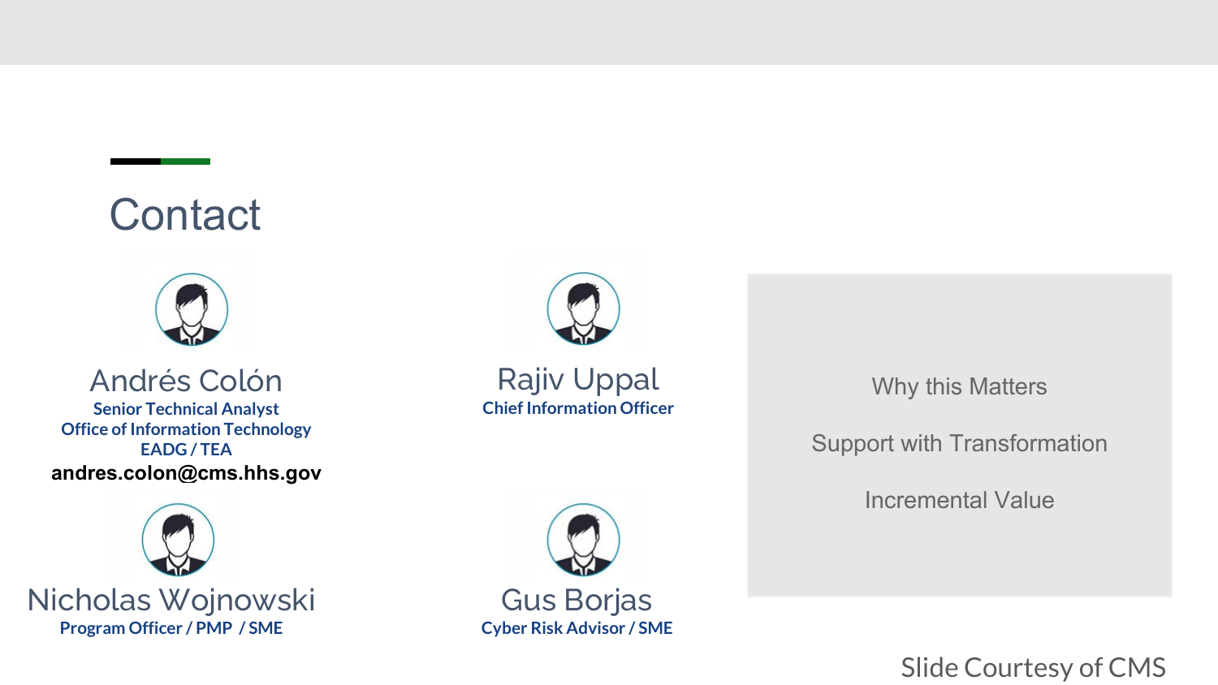# Contact

**Andrés Colón**
Senior Technical Analyst
Office of Information Technology
EADG / TEA
**andres.colon@cms.hhs.gov**

**Rajiv Uppal**
Chief Information Officer

**Nicholas Wojnowski**
Program Officer / PMP / SME

**Gus Borjas**
Cyber Risk Advisor / SME

Why this Matters

Support with Transformation

Incremental Value

Slide Courtesy of CMS